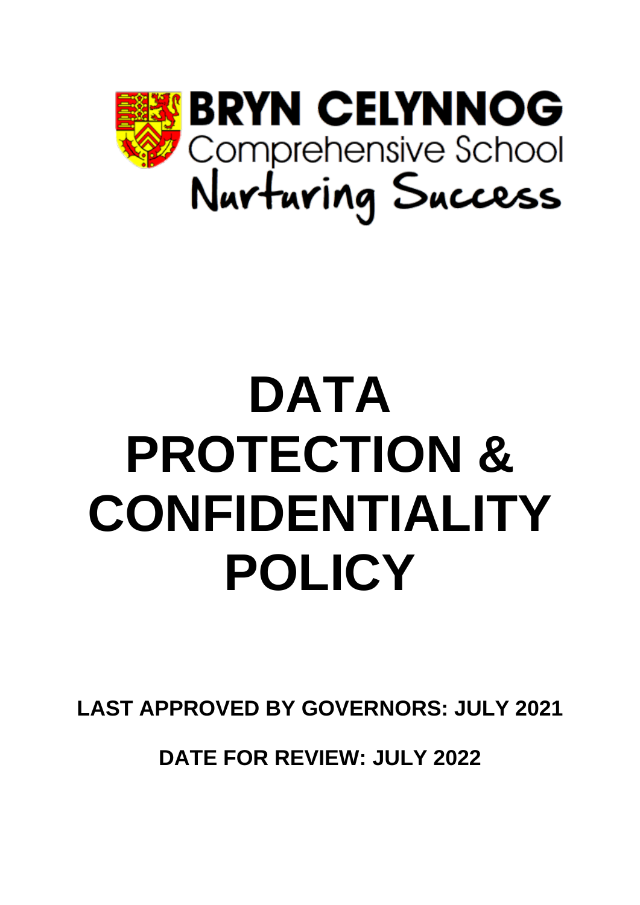BRYN CELYNNOG
Comprehensive School
Nurturing Success

# DATA PROTECTION & CONFIDENTIALITY POLICY

**LAST APPROVED BY GOVERNORS: JULY 2021**

**DATE FOR REVIEW: JULY 2022**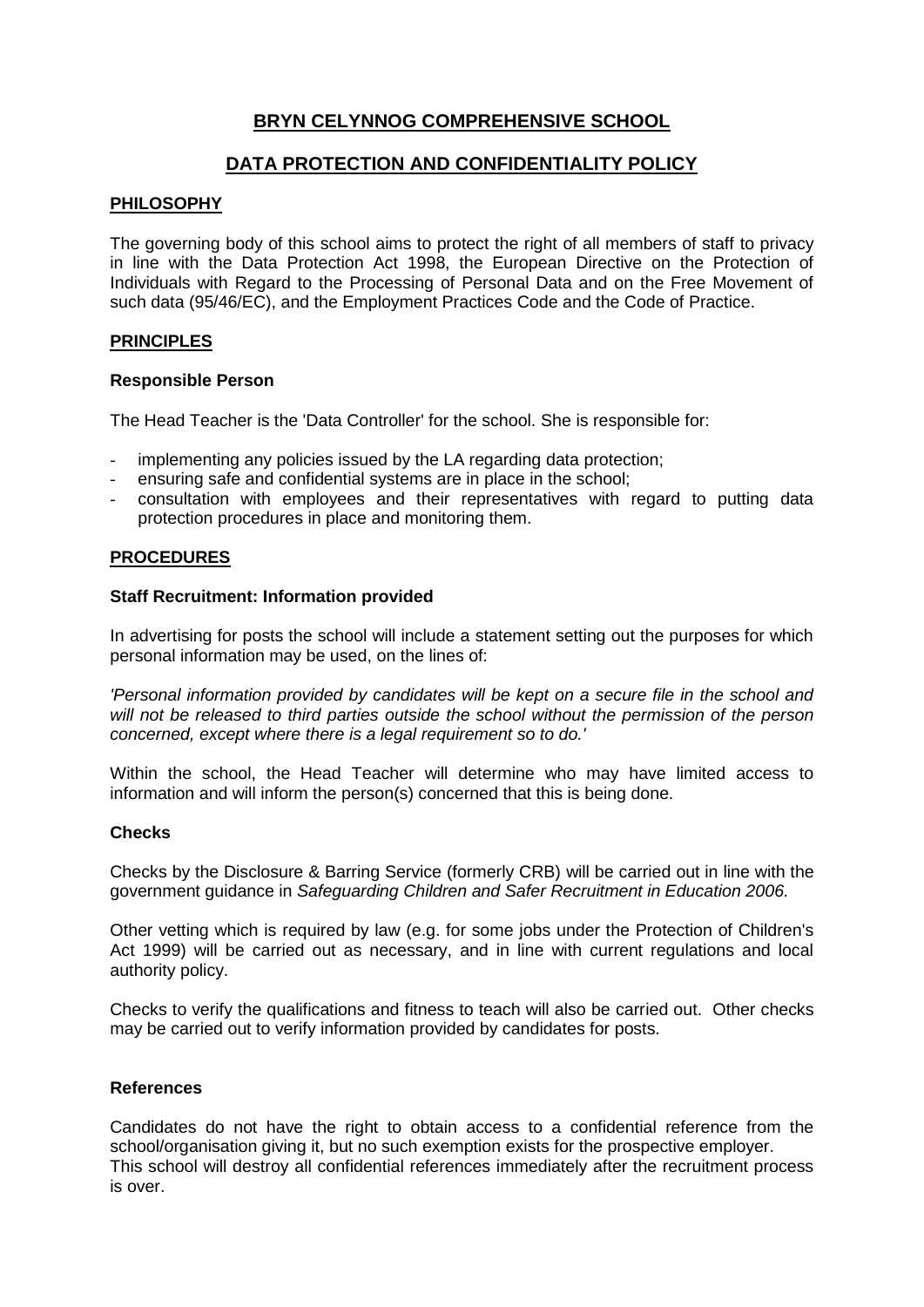# BRYN CELYNNOG COMPREHENSIVE SCHOOL

## DATA PROTECTION AND CONFIDENTIALITY POLICY

### PHILOSOPHY

The governing body of this school aims to protect the right of all members of staff to privacy in line with the Data Protection Act 1998, the European Directive on the Protection of Individuals with Regard to the Processing of Personal Data and on the Free Movement of such data (95/46/EC), and the Employment Practices Code and the Code of Practice.

### PRINCIPLES

**Responsible Person**

The Head Teacher is the 'Data Controller' for the school. She is responsible for:

- implementing any policies issued by the LA regarding data protection;
- ensuring safe and confidential systems are in place in the school;
- consultation with employees and their representatives with regard to putting data protection procedures in place and monitoring them.

### PROCEDURES

**Staff Recruitment: Information provided**

In advertising for posts the school will include a statement setting out the purposes for which personal information may be used, on the lines of:

*'Personal information provided by candidates will be kept on a secure file in the school and will not be released to third parties outside the school without the permission of the person concerned, except where there is a legal requirement so to do.'*

Within the school, the Head Teacher will determine who may have limited access to information and will inform the person(s) concerned that this is being done.

**Checks**

Checks by the Disclosure & Barring Service (formerly CRB) will be carried out in line with the government guidance in *Safeguarding Children and Safer Recruitment in Education 2006.*

Other vetting which is required by law (e.g. for some jobs under the Protection of Children's Act 1999) will be carried out as necessary, and in line with current regulations and local authority policy.

Checks to verify the qualifications and fitness to teach will also be carried out. Other checks may be carried out to verify information provided by candidates for posts.

**References**

Candidates do not have the right to obtain access to a confidential reference from the school/organisation giving it, but no such exemption exists for the prospective employer.
This school will destroy all confidential references immediately after the recruitment process is over.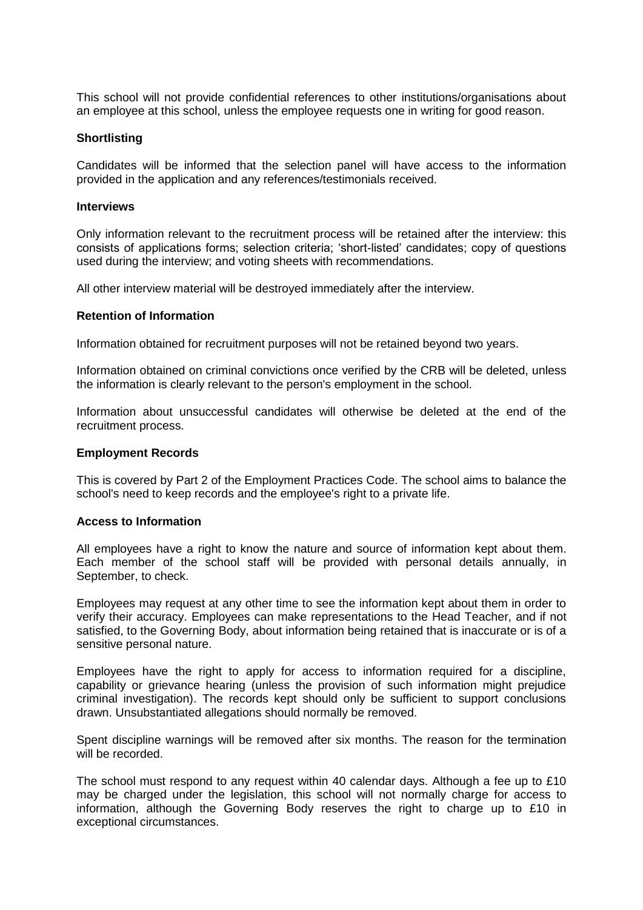This school will not provide confidential references to other institutions/organisations about an employee at this school, unless the employee requests one in writing for good reason.

**Shortlisting**

Candidates will be informed that the selection panel will have access to the information provided in the application and any references/testimonials received.

**Interviews**

Only information relevant to the recruitment process will be retained after the interview: this consists of applications forms; selection criteria; 'short-listed' candidates; copy of questions used during the interview; and voting sheets with recommendations.

All other interview material will be destroyed immediately after the interview.

**Retention of Information**

Information obtained for recruitment purposes will not be retained beyond two years.

Information obtained on criminal convictions once verified by the CRB will be deleted, unless the information is clearly relevant to the person's employment in the school.

Information about unsuccessful candidates will otherwise be deleted at the end of the recruitment process.

**Employment Records**

This is covered by Part 2 of the Employment Practices Code. The school aims to balance the school's need to keep records and the employee's right to a private life.

**Access to Information**

All employees have a right to know the nature and source of information kept about them. Each member of the school staff will be provided with personal details annually, in September, to check.

Employees may request at any other time to see the information kept about them in order to verify their accuracy. Employees can make representations to the Head Teacher, and if not satisfied, to the Governing Body, about information being retained that is inaccurate or is of a sensitive personal nature.

Employees have the right to apply for access to information required for a discipline, capability or grievance hearing (unless the provision of such information might prejudice criminal investigation). The records kept should only be sufficient to support conclusions drawn. Unsubstantiated allegations should normally be removed.

Spent discipline warnings will be removed after six months. The reason for the termination will be recorded.

The school must respond to any request within 40 calendar days. Although a fee up to £10 may be charged under the legislation, this school will not normally charge for access to information, although the Governing Body reserves the right to charge up to £10 in exceptional circumstances.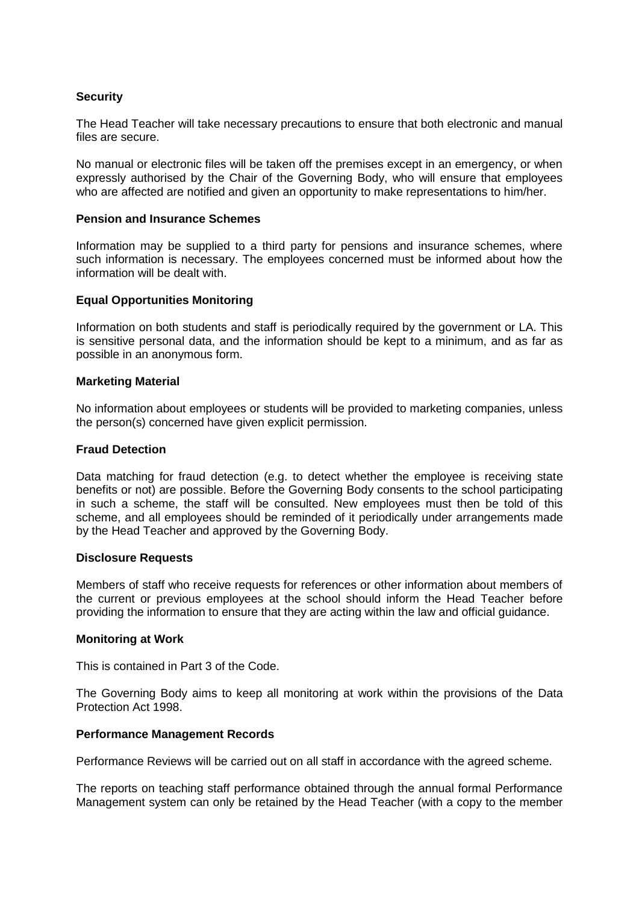**Security**

The Head Teacher will take necessary precautions to ensure that both electronic and manual files are secure.

No manual or electronic files will be taken off the premises except in an emergency, or when expressly authorised by the Chair of the Governing Body, who will ensure that employees who are affected are notified and given an opportunity to make representations to him/her.

**Pension and Insurance Schemes**

Information may be supplied to a third party for pensions and insurance schemes, where such information is necessary. The employees concerned must be informed about how the information will be dealt with.

**Equal Opportunities Monitoring**

Information on both students and staff is periodically required by the government or LA. This is sensitive personal data, and the information should be kept to a minimum, and as far as possible in an anonymous form.

**Marketing Material**

No information about employees or students will be provided to marketing companies, unless the person(s) concerned have given explicit permission.

**Fraud Detection**

Data matching for fraud detection (e.g. to detect whether the employee is receiving state benefits or not) are possible. Before the Governing Body consents to the school participating in such a scheme, the staff will be consulted. New employees must then be told of this scheme, and all employees should be reminded of it periodically under arrangements made by the Head Teacher and approved by the Governing Body.

**Disclosure Requests**

Members of staff who receive requests for references or other information about members of the current or previous employees at the school should inform the Head Teacher before providing the information to ensure that they are acting within the law and official guidance.

**Monitoring at Work**

This is contained in Part 3 of the Code.

The Governing Body aims to keep all monitoring at work within the provisions of the Data Protection Act 1998.

**Performance Management Records**

Performance Reviews will be carried out on all staff in accordance with the agreed scheme.

The reports on teaching staff performance obtained through the annual formal Performance Management system can only be retained by the Head Teacher (with a copy to the member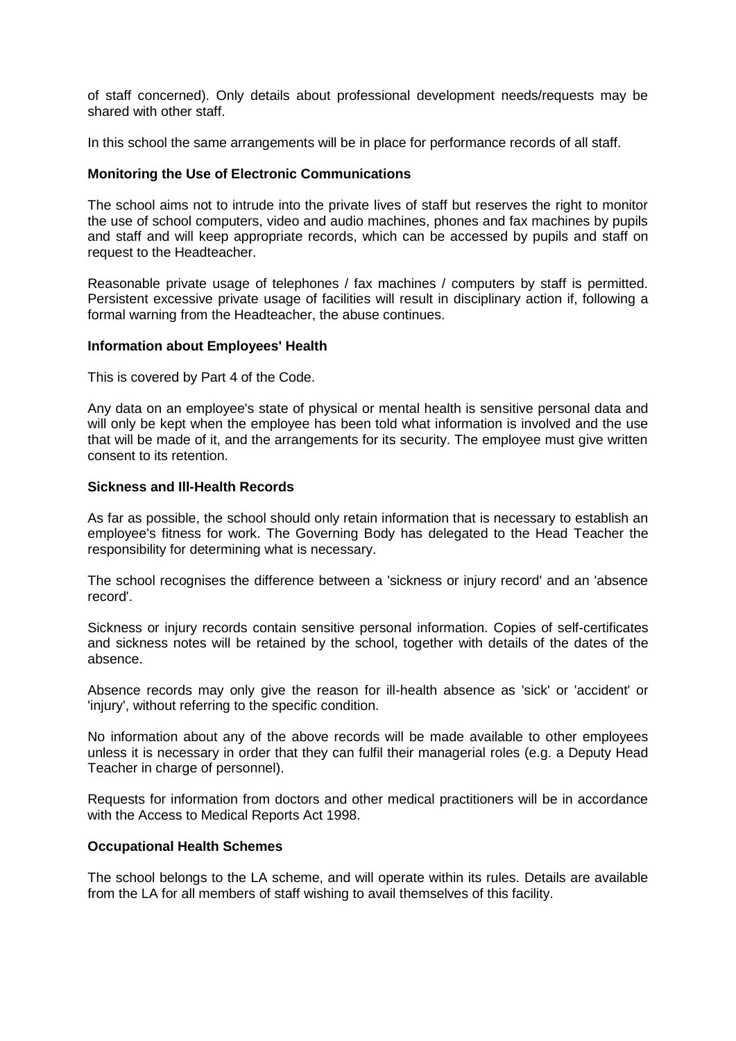of staff concerned). Only details about professional development needs/requests may be shared with other staff.

In this school the same arrangements will be in place for performance records of all staff.

**Monitoring the Use of Electronic Communications**

The school aims not to intrude into the private lives of staff but reserves the right to monitor the use of school computers, video and audio machines, phones and fax machines by pupils and staff and will keep appropriate records, which can be accessed by pupils and staff on request to the Headteacher.

Reasonable private usage of telephones / fax machines / computers by staff is permitted. Persistent excessive private usage of facilities will result in disciplinary action if, following a formal warning from the Headteacher, the abuse continues.

**Information about Employees' Health**

This is covered by Part 4 of the Code.

Any data on an employee's state of physical or mental health is sensitive personal data and will only be kept when the employee has been told what information is involved and the use that will be made of it, and the arrangements for its security. The employee must give written consent to its retention.

**Sickness and Ill-Health Records**

As far as possible, the school should only retain information that is necessary to establish an employee's fitness for work. The Governing Body has delegated to the Head Teacher the responsibility for determining what is necessary.

The school recognises the difference between a 'sickness or injury record' and an 'absence record'.

Sickness or injury records contain sensitive personal information. Copies of self-certificates and sickness notes will be retained by the school, together with details of the dates of the absence.

Absence records may only give the reason for ill-health absence as 'sick' or 'accident' or 'injury', without referring to the specific condition.

No information about any of the above records will be made available to other employees unless it is necessary in order that they can fulfil their managerial roles (e.g. a Deputy Head Teacher in charge of personnel).

Requests for information from doctors and other medical practitioners will be in accordance with the Access to Medical Reports Act 1998.

**Occupational Health Schemes**

The school belongs to the LA scheme, and will operate within its rules. Details are available from the LA for all members of staff wishing to avail themselves of this facility.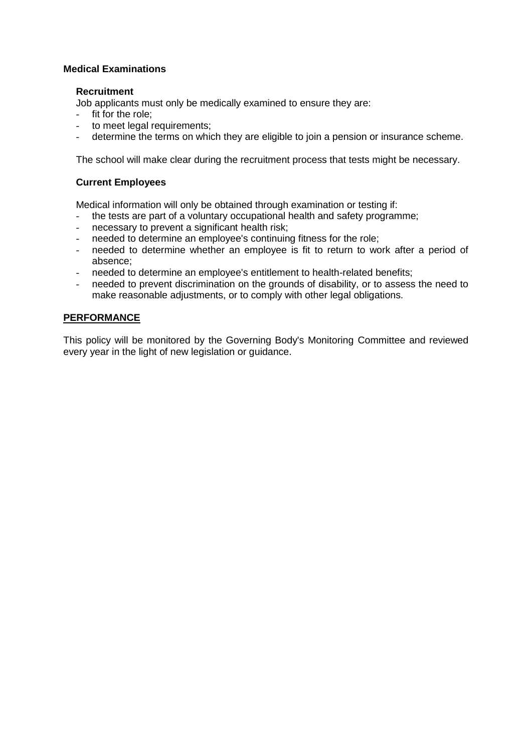**Medical Examinations**

**Recruitment**

Job applicants must only be medically examined to ensure they are:

- fit for the role;
- to meet legal requirements;
- determine the terms on which they are eligible to join a pension or insurance scheme.

The school will make clear during the recruitment process that tests might be necessary.

**Current Employees**

Medical information will only be obtained through examination or testing if:

- the tests are part of a voluntary occupational health and safety programme;
- necessary to prevent a significant health risk;
- needed to determine an employee's continuing fitness for the role;
- needed to determine whether an employee is fit to return to work after a period of absence;
- needed to determine an employee's entitlement to health-related benefits;
- needed to prevent discrimination on the grounds of disability, or to assess the need to make reasonable adjustments, or to comply with other legal obligations.

**PERFORMANCE**

This policy will be monitored by the Governing Body's Monitoring Committee and reviewed every year in the light of new legislation or guidance.